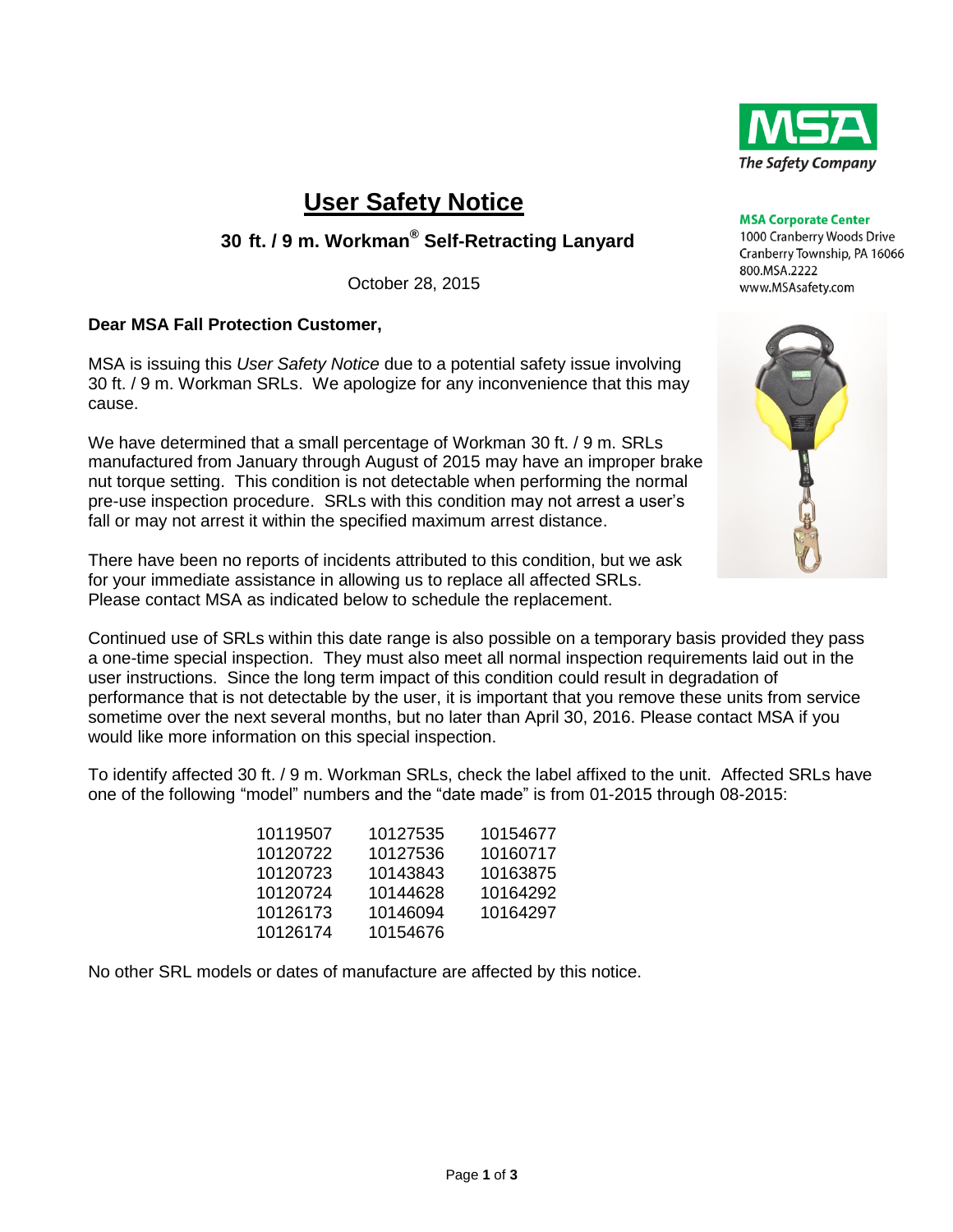MSA
The Safety Company

**MSA Corporate Center**
1000 Cranberry Woods Drive
Cranberry Township, PA 16066
800.MSA.2222
www.MSAsafety.com

# User Safety Notice

## 30 ft. / 9 m. Workman® Self-Retracting Lanyard

October 28, 2015

**Dear MSA Fall Protection Customer,**

MSA is issuing this *User Safety Notice* due to a potential safety issue involving 30 ft. / 9 m. Workman SRLs. We apologize for any inconvenience that this may cause.

We have determined that a small percentage of Workman 30 ft. / 9 m. SRLs manufactured from January through August of 2015 may have an improper brake nut torque setting. This condition is not detectable when performing the normal pre-use inspection procedure. SRLs with this condition may not arrest a user's fall or may not arrest it within the specified maximum arrest distance.

There have been no reports of incidents attributed to this condition, but we ask for your immediate assistance in allowing us to replace all affected SRLs. Please contact MSA as indicated below to schedule the replacement.

Continued use of SRLs within this date range is also possible on a temporary basis provided they pass a one-time special inspection. They must also meet all normal inspection requirements laid out in the user instructions. Since the long term impact of this condition could result in degradation of performance that is not detectable by the user, it is important that you remove these units from service sometime over the next several months, but no later than April 30, 2016. Please contact MSA if you would like more information on this special inspection.

To identify affected 30 ft. / 9 m. Workman SRLs, check the label affixed to the unit. Affected SRLs have one of the following "model" numbers and the "date made" is from 01-2015 through 08-2015:

| | | |
|---|---|---|
| 10119507 | 10127535 | 10154677 |
| 10120722 | 10127536 | 10160717 |
| 10120723 | 10143843 | 10163875 |
| 10120724 | 10144628 | 10164292 |
| 10126173 | 10146094 | 10164297 |
| 10126174 | 10154676 | |

No other SRL models or dates of manufacture are affected by this notice.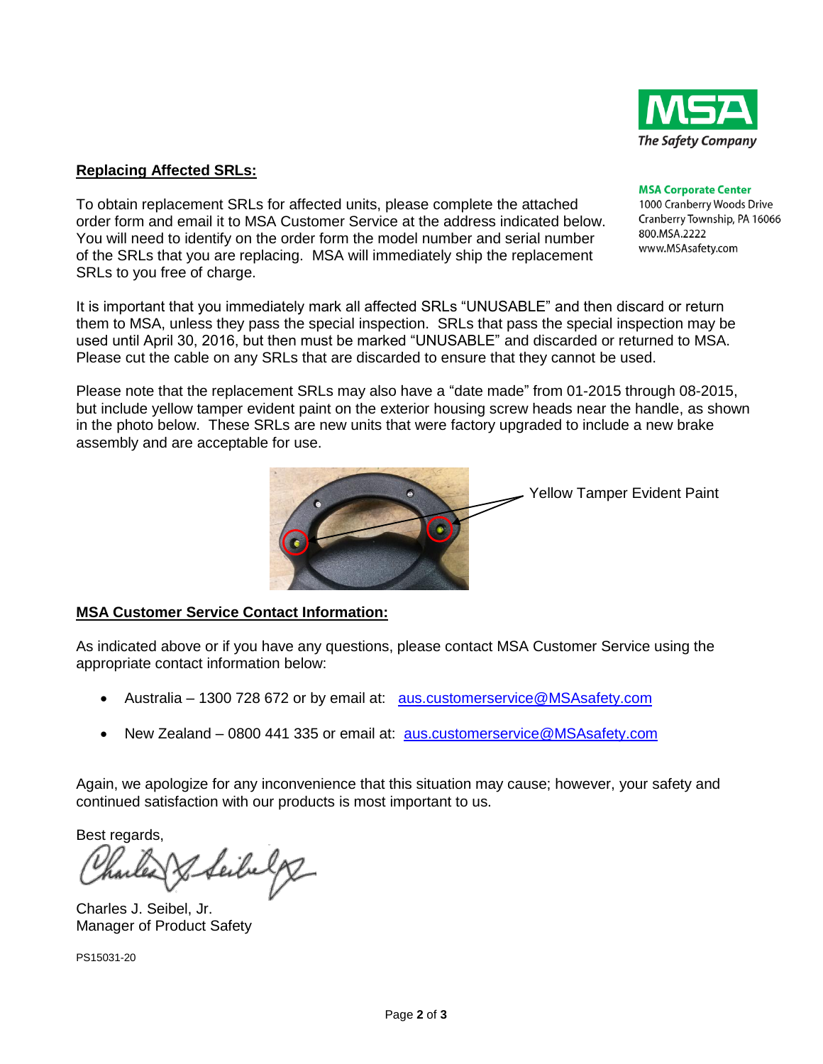MSA
The Safety Company

**MSA Corporate Center**
1000 Cranberry Woods Drive
Cranberry Township, PA 16066
800.MSA.2222
www.MSAsafety.com

## Replacing Affected SRLs:

To obtain replacement SRLs for affected units, please complete the attached order form and email it to MSA Customer Service at the address indicated below. You will need to identify on the order form the model number and serial number of the SRLs that you are replacing. MSA will immediately ship the replacement SRLs to you free of charge.

It is important that you immediately mark all affected SRLs "UNUSABLE" and then discard or return them to MSA, unless they pass the special inspection. SRLs that pass the special inspection may be used until April 30, 2016, but then must be marked "UNUSABLE" and discarded or returned to MSA. Please cut the cable on any SRLs that are discarded to ensure that they cannot be used.

Please note that the replacement SRLs may also have a "date made" from 01-2015 through 08-2015, but include yellow tamper evident paint on the exterior housing screw heads near the handle, as shown in the photo below. These SRLs are new units that were factory upgraded to include a new brake assembly and are acceptable for use.

Yellow Tamper Evident Paint

## MSA Customer Service Contact Information:

As indicated above or if you have any questions, please contact MSA Customer Service using the appropriate contact information below:

- Australia – 1300 728 672 or by email at: aus.customerservice@MSAsafety.com
- New Zealand – 0800 441 335 or email at: aus.customerservice@MSAsafety.com

Again, we apologize for any inconvenience that this situation may cause; however, your safety and continued satisfaction with our products is most important to us.

Best regards,

Charles J. Seibel, Jr.
Manager of Product Safety

PS15031-20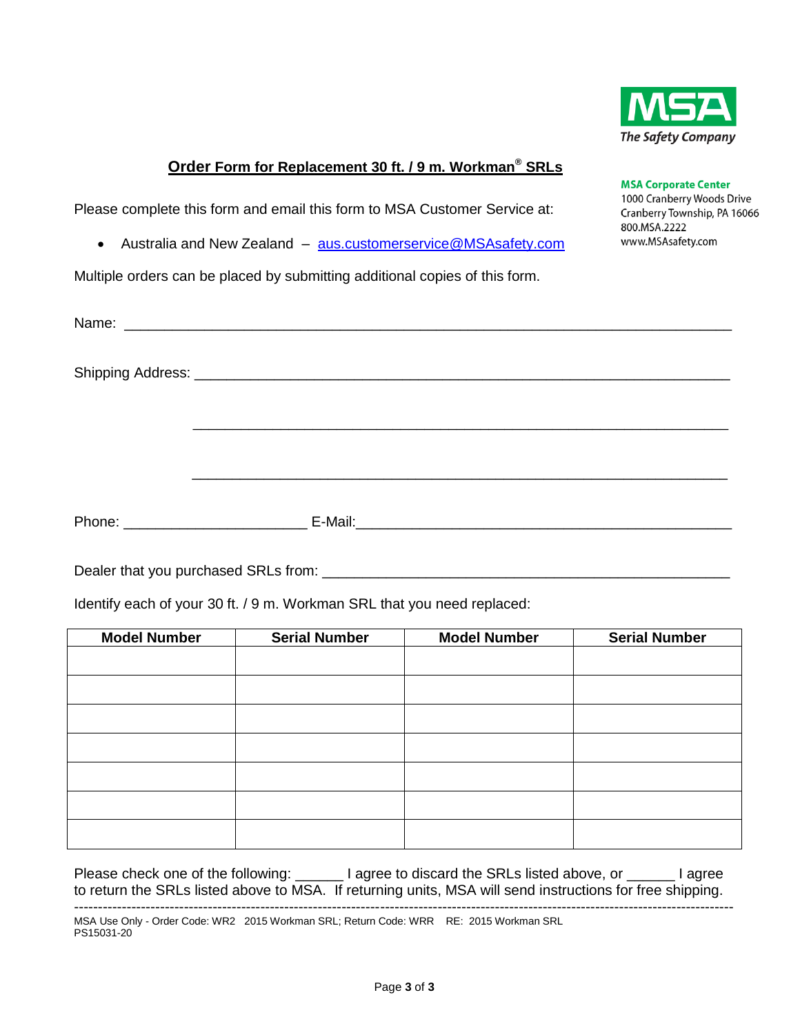MSA
The Safety Company

**MSA Corporate Center**
1000 Cranberry Woods Drive
Cranberry Township, PA 16066
800.MSA.2222
www.MSAsafety.com

## Order Form for Replacement 30 ft. / 9 m. Workman® SRLs

Please complete this form and email this form to MSA Customer Service at:

- Australia and New Zealand – aus.customerservice@MSAsafety.com

Multiple orders can be placed by submitting additional copies of this form.

Name: ___________________________________________________________________________

Shipping Address: ______________________________________________________________________

______________________________________________________________________

______________________________________________________________________

Phone: _______________________ E-Mail:________________________________________________

Dealer that you purchased SRLs from: ____________________________________________________

Identify each of your 30 ft. / 9 m. Workman SRL that you need replaced:

| Model Number | Serial Number | Model Number | Serial Number |
|---|---|---|---|
| | | | |
| | | | |
| | | | |
| | | | |
| | | | |
| | | | |
| | | | |

Please check one of the following: ______ I agree to discard the SRLs listed above, or ______ I agree to return the SRLs listed above to MSA. If returning units, MSA will send instructions for free shipping.

---

MSA Use Only - Order Code: WR2 2015 Workman SRL; Return Code: WRR RE: 2015 Workman SRL
PS15031-20